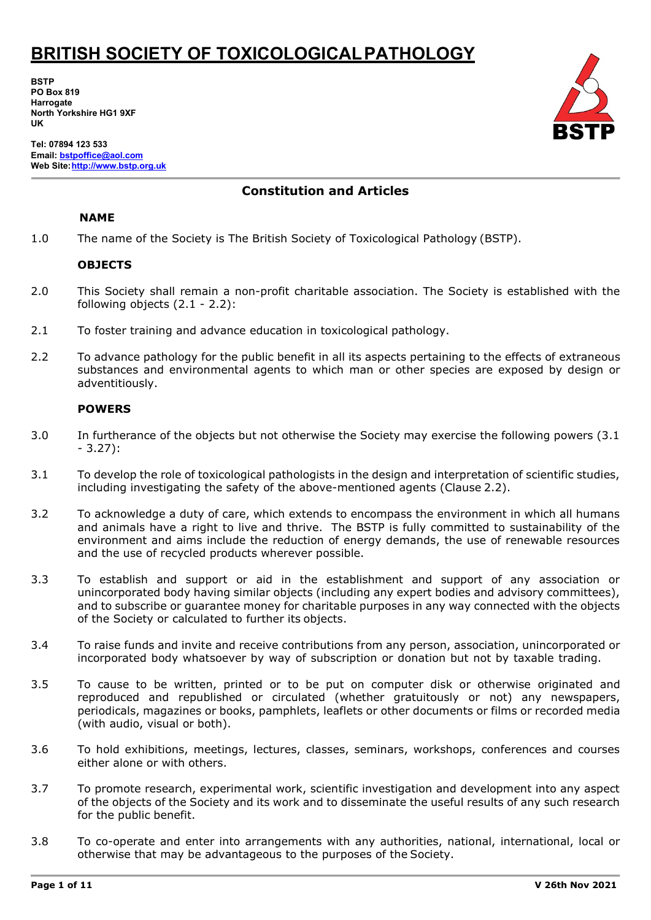# BRITISH SOCIETY OF TOXICOLOGICAL PATHOLOGY

**BSTP**
**PO Box 819**
**Harrogate**
**North Yorkshire HG1 9XF**
**UK**

**Tel: 07894 123 533**
**Email: bstpoffice@aol.com**
**Web Site: http://www.bstp.org.uk**

## Constitution and Articles

### NAME

1.0 The name of the Society is The British Society of Toxicological Pathology (BSTP).

### OBJECTS

2.0 This Society shall remain a non-profit charitable association. The Society is established with the following objects (2.1 - 2.2):

2.1 To foster training and advance education in toxicological pathology.

2.2 To advance pathology for the public benefit in all its aspects pertaining to the effects of extraneous substances and environmental agents to which man or other species are exposed by design or adventitiously.

### POWERS

3.0 In furtherance of the objects but not otherwise the Society may exercise the following powers (3.1 - 3.27):

3.1 To develop the role of toxicological pathologists in the design and interpretation of scientific studies, including investigating the safety of the above-mentioned agents (Clause 2.2).

3.2 To acknowledge a duty of care, which extends to encompass the environment in which all humans and animals have a right to live and thrive. The BSTP is fully committed to sustainability of the environment and aims include the reduction of energy demands, the use of renewable resources and the use of recycled products wherever possible.

3.3 To establish and support or aid in the establishment and support of any association or unincorporated body having similar objects (including any expert bodies and advisory committees), and to subscribe or guarantee money for charitable purposes in any way connected with the objects of the Society or calculated to further its objects.

3.4 To raise funds and invite and receive contributions from any person, association, unincorporated or incorporated body whatsoever by way of subscription or donation but not by taxable trading.

3.5 To cause to be written, printed or to be put on computer disk or otherwise originated and reproduced and republished or circulated (whether gratuitously or not) any newspapers, periodicals, magazines or books, pamphlets, leaflets or other documents or films or recorded media (with audio, visual or both).

3.6 To hold exhibitions, meetings, lectures, classes, seminars, workshops, conferences and courses either alone or with others.

3.7 To promote research, experimental work, scientific investigation and development into any aspect of the objects of the Society and its work and to disseminate the useful results of any such research for the public benefit.

3.8 To co-operate and enter into arrangements with any authorities, national, international, local or otherwise that may be advantageous to the purposes of the Society.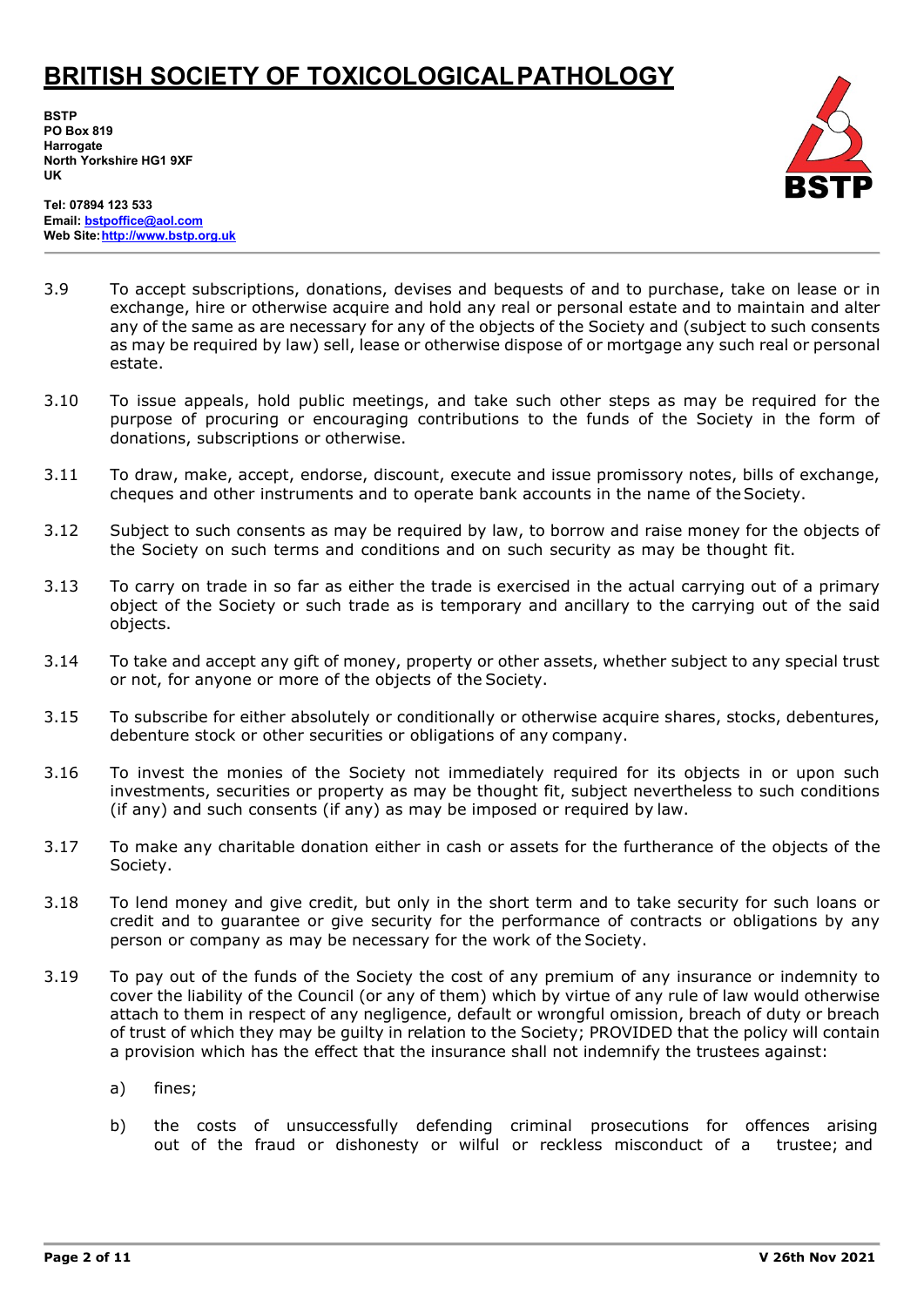3.9 To accept subscriptions, donations, devises and bequests of and to purchase, take on lease or in exchange, hire or otherwise acquire and hold any real or personal estate and to maintain and alter any of the same as are necessary for any of the objects of the Society and (subject to such consents as may be required by law) sell, lease or otherwise dispose of or mortgage any such real or personal estate.

3.10 To issue appeals, hold public meetings, and take such other steps as may be required for the purpose of procuring or encouraging contributions to the funds of the Society in the form of donations, subscriptions or otherwise.

3.11 To draw, make, accept, endorse, discount, execute and issue promissory notes, bills of exchange, cheques and other instruments and to operate bank accounts in the name of the Society.

3.12 Subject to such consents as may be required by law, to borrow and raise money for the objects of the Society on such terms and conditions and on such security as may be thought fit.

3.13 To carry on trade in so far as either the trade is exercised in the actual carrying out of a primary object of the Society or such trade as is temporary and ancillary to the carrying out of the said objects.

3.14 To take and accept any gift of money, property or other assets, whether subject to any special trust or not, for anyone or more of the objects of the Society.

3.15 To subscribe for either absolutely or conditionally or otherwise acquire shares, stocks, debentures, debenture stock or other securities or obligations of any company.

3.16 To invest the monies of the Society not immediately required for its objects in or upon such investments, securities or property as may be thought fit, subject nevertheless to such conditions (if any) and such consents (if any) as may be imposed or required by law.

3.17 To make any charitable donation either in cash or assets for the furtherance of the objects of the Society.

3.18 To lend money and give credit, but only in the short term and to take security for such loans or credit and to guarantee or give security for the performance of contracts or obligations by any person or company as may be necessary for the work of the Society.

3.19 To pay out of the funds of the Society the cost of any premium of any insurance or indemnity to cover the liability of the Council (or any of them) which by virtue of any rule of law would otherwise attach to them in respect of any negligence, default or wrongful omission, breach of duty or breach of trust of which they may be guilty in relation to the Society; PROVIDED that the policy will contain a provision which has the effect that the insurance shall not indemnify the trustees against:

a) fines;

b) the costs of unsuccessfully defending criminal prosecutions for offences arising out of the fraud or dishonesty or wilful or reckless misconduct of a trustee; and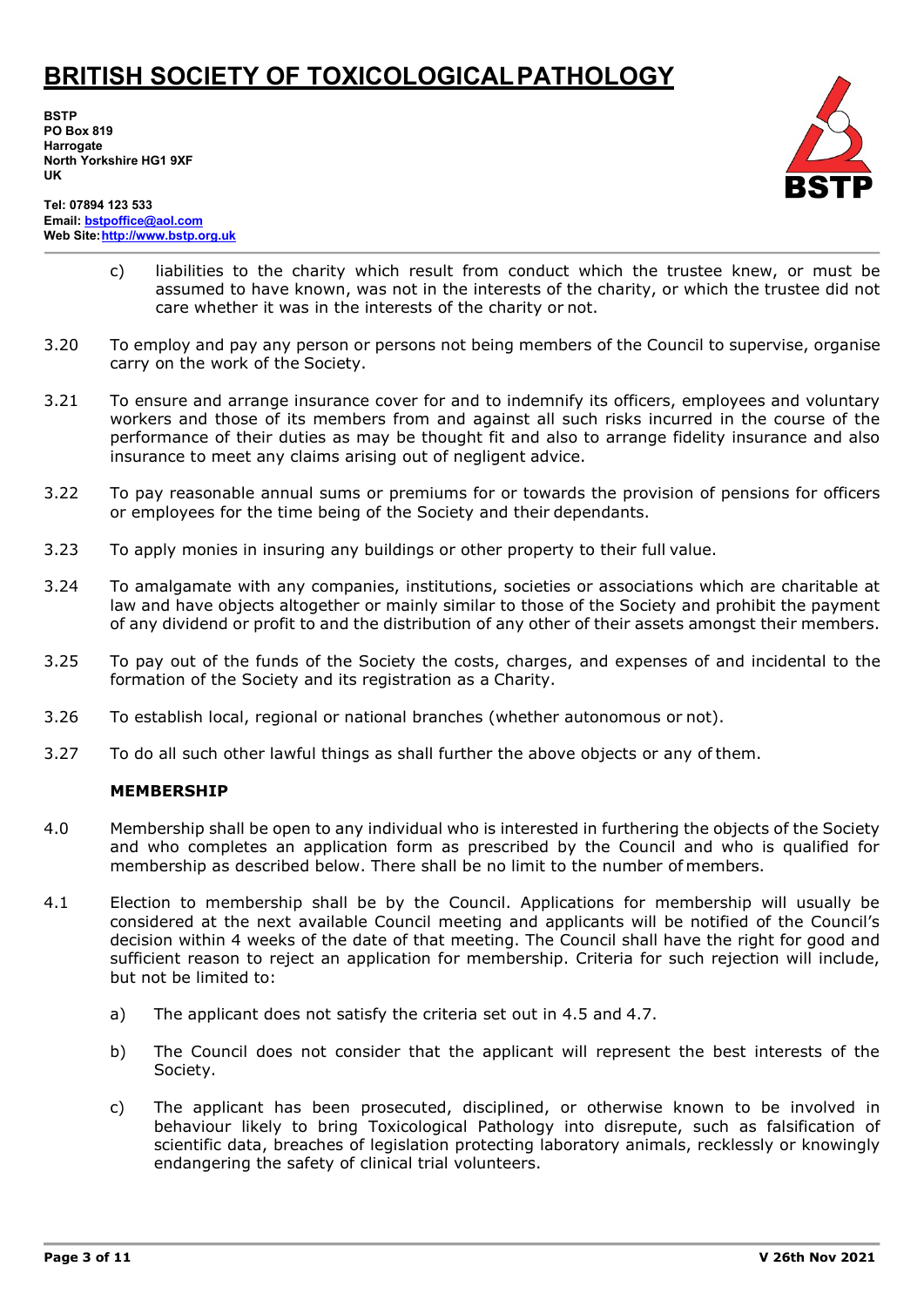c) liabilities to the charity which result from conduct which the trustee knew, or must be assumed to have known, was not in the interests of the charity, or which the trustee did not care whether it was in the interests of the charity or not.

3.20 To employ and pay any person or persons not being members of the Council to supervise, organise carry on the work of the Society.

3.21 To ensure and arrange insurance cover for and to indemnify its officers, employees and voluntary workers and those of its members from and against all such risks incurred in the course of the performance of their duties as may be thought fit and also to arrange fidelity insurance and also insurance to meet any claims arising out of negligent advice.

3.22 To pay reasonable annual sums or premiums for or towards the provision of pensions for officers or employees for the time being of the Society and their dependants.

3.23 To apply monies in insuring any buildings or other property to their full value.

3.24 To amalgamate with any companies, institutions, societies or associations which are charitable at law and have objects altogether or mainly similar to those of the Society and prohibit the payment of any dividend or profit to and the distribution of any other of their assets amongst their members.

3.25 To pay out of the funds of the Society the costs, charges, and expenses of and incidental to the formation of the Society and its registration as a Charity.

3.26 To establish local, regional or national branches (whether autonomous or not).

3.27 To do all such other lawful things as shall further the above objects or any of them.

**MEMBERSHIP**

4.0 Membership shall be open to any individual who is interested in furthering the objects of the Society and who completes an application form as prescribed by the Council and who is qualified for membership as described below. There shall be no limit to the number of members.

4.1 Election to membership shall be by the Council. Applications for membership will usually be considered at the next available Council meeting and applicants will be notified of the Council's decision within 4 weeks of the date of that meeting. The Council shall have the right for good and sufficient reason to reject an application for membership. Criteria for such rejection will include, but not be limited to:

a) The applicant does not satisfy the criteria set out in 4.5 and 4.7.

b) The Council does not consider that the applicant will represent the best interests of the Society.

c) The applicant has been prosecuted, disciplined, or otherwise known to be involved in behaviour likely to bring Toxicological Pathology into disrepute, such as falsification of scientific data, breaches of legislation protecting laboratory animals, recklessly or knowingly endangering the safety of clinical trial volunteers.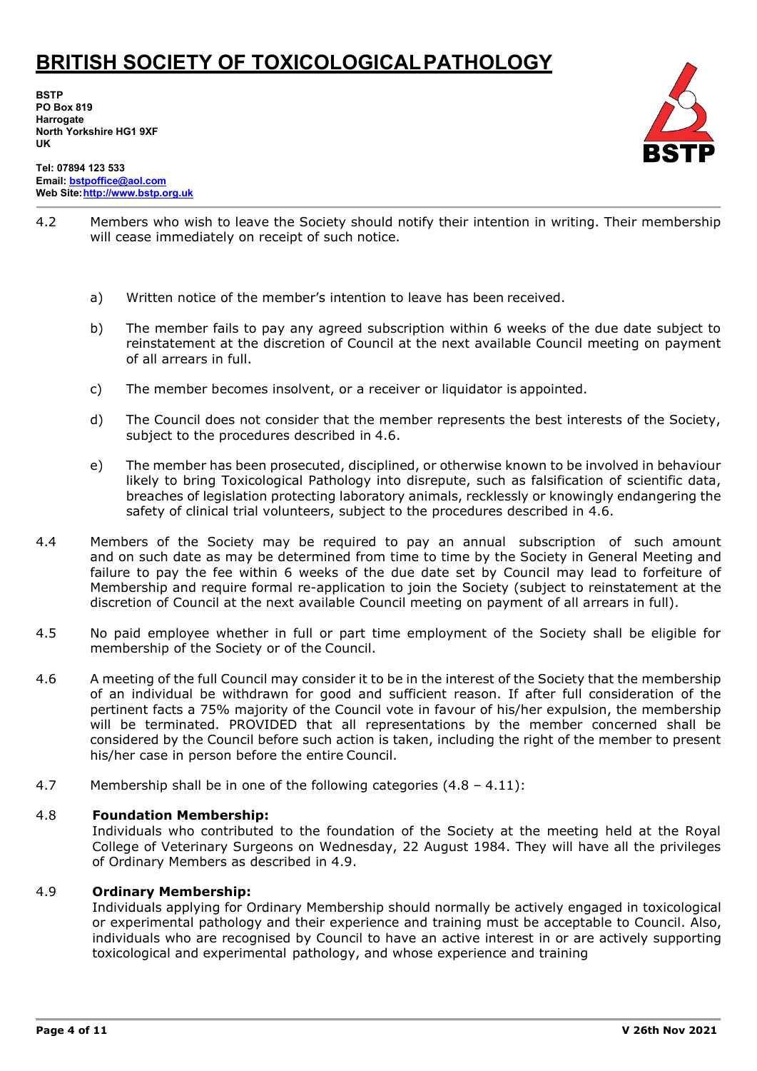4.2 Members who wish to leave the Society should notify their intention in writing. Their membership will cease immediately on receipt of such notice.

a) Written notice of the member's intention to leave has been received.

b) The member fails to pay any agreed subscription within 6 weeks of the due date subject to reinstatement at the discretion of Council at the next available Council meeting on payment of all arrears in full.

c) The member becomes insolvent, or a receiver or liquidator is appointed.

d) The Council does not consider that the member represents the best interests of the Society, subject to the procedures described in 4.6.

e) The member has been prosecuted, disciplined, or otherwise known to be involved in behaviour likely to bring Toxicological Pathology into disrepute, such as falsification of scientific data, breaches of legislation protecting laboratory animals, recklessly or knowingly endangering the safety of clinical trial volunteers, subject to the procedures described in 4.6.

4.4 Members of the Society may be required to pay an annual subscription of such amount and on such date as may be determined from time to time by the Society in General Meeting and failure to pay the fee within 6 weeks of the due date set by Council may lead to forfeiture of Membership and require formal re-application to join the Society (subject to reinstatement at the discretion of Council at the next available Council meeting on payment of all arrears in full).

4.5 No paid employee whether in full or part time employment of the Society shall be eligible for membership of the Society or of the Council.

4.6 A meeting of the full Council may consider it to be in the interest of the Society that the membership of an individual be withdrawn for good and sufficient reason. If after full consideration of the pertinent facts a 75% majority of the Council vote in favour of his/her expulsion, the membership will be terminated. PROVIDED that all representations by the member concerned shall be considered by the Council before such action is taken, including the right of the member to present his/her case in person before the entire Council.

4.7 Membership shall be in one of the following categories (4.8 – 4.11):

4.8 **Foundation Membership:**
Individuals who contributed to the foundation of the Society at the meeting held at the Royal College of Veterinary Surgeons on Wednesday, 22 August 1984. They will have all the privileges of Ordinary Members as described in 4.9.

4.9 **Ordinary Membership:**
Individuals applying for Ordinary Membership should normally be actively engaged in toxicological or experimental pathology and their experience and training must be acceptable to Council. Also, individuals who are recognised by Council to have an active interest in or are actively supporting toxicological and experimental pathology, and whose experience and training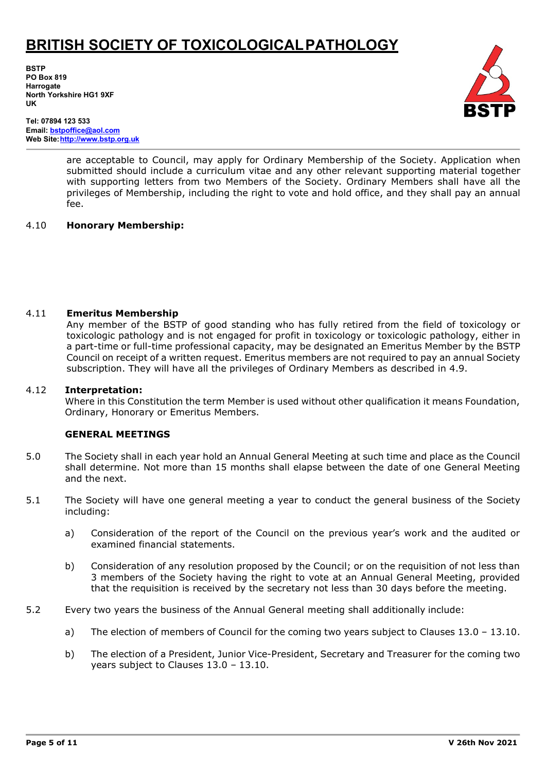are acceptable to Council, may apply for Ordinary Membership of the Society. Application when submitted should include a curriculum vitae and any other relevant supporting material together with supporting letters from two Members of the Society. Ordinary Members shall have all the privileges of Membership, including the right to vote and hold office, and they shall pay an annual fee.

4.10 **Honorary Membership:**

4.11 **Emeritus Membership**

Any member of the BSTP of good standing who has fully retired from the field of toxicology or toxicologic pathology and is not engaged for profit in toxicology or toxicologic pathology, either in a part-time or full-time professional capacity, may be designated an Emeritus Member by the BSTP Council on receipt of a written request. Emeritus members are not required to pay an annual Society subscription. They will have all the privileges of Ordinary Members as described in 4.9.

4.12 **Interpretation:**

Where in this Constitution the term Member is used without other qualification it means Foundation, Ordinary, Honorary or Emeritus Members.

**GENERAL MEETINGS**

5.0 The Society shall in each year hold an Annual General Meeting at such time and place as the Council shall determine. Not more than 15 months shall elapse between the date of one General Meeting and the next.

5.1 The Society will have one general meeting a year to conduct the general business of the Society including:

a) Consideration of the report of the Council on the previous year's work and the audited or examined financial statements.

b) Consideration of any resolution proposed by the Council; or on the requisition of not less than 3 members of the Society having the right to vote at an Annual General Meeting, provided that the requisition is received by the secretary not less than 30 days before the meeting.

5.2 Every two years the business of the Annual General meeting shall additionally include:

a) The election of members of Council for the coming two years subject to Clauses 13.0 – 13.10.

b) The election of a President, Junior Vice-President, Secretary and Treasurer for the coming two years subject to Clauses 13.0 – 13.10.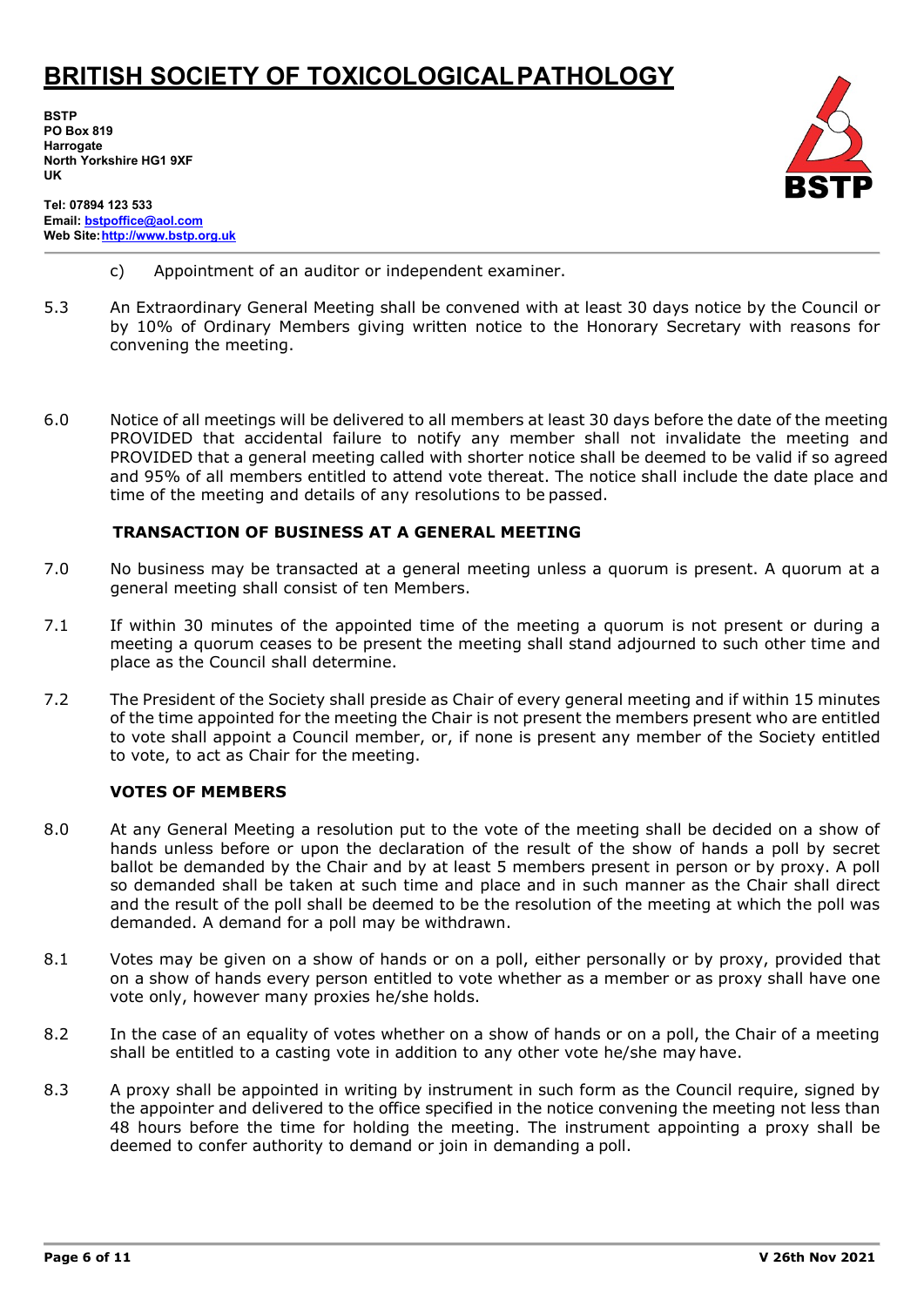c) Appointment of an auditor or independent examiner.

5.3 An Extraordinary General Meeting shall be convened with at least 30 days notice by the Council or by 10% of Ordinary Members giving written notice to the Honorary Secretary with reasons for convening the meeting.

6.0 Notice of all meetings will be delivered to all members at least 30 days before the date of the meeting PROVIDED that accidental failure to notify any member shall not invalidate the meeting and PROVIDED that a general meeting called with shorter notice shall be deemed to be valid if so agreed and 95% of all members entitled to attend vote thereat. The notice shall include the date place and time of the meeting and details of any resolutions to be passed.

### TRANSACTION OF BUSINESS AT A GENERAL MEETING

7.0 No business may be transacted at a general meeting unless a quorum is present. A quorum at a general meeting shall consist of ten Members.

7.1 If within 30 minutes of the appointed time of the meeting a quorum is not present or during a meeting a quorum ceases to be present the meeting shall stand adjourned to such other time and place as the Council shall determine.

7.2 The President of the Society shall preside as Chair of every general meeting and if within 15 minutes of the time appointed for the meeting the Chair is not present the members present who are entitled to vote shall appoint a Council member, or, if none is present any member of the Society entitled to vote, to act as Chair for the meeting.

### VOTES OF MEMBERS

8.0 At any General Meeting a resolution put to the vote of the meeting shall be decided on a show of hands unless before or upon the declaration of the result of the show of hands a poll by secret ballot be demanded by the Chair and by at least 5 members present in person or by proxy. A poll so demanded shall be taken at such time and place and in such manner as the Chair shall direct and the result of the poll shall be deemed to be the resolution of the meeting at which the poll was demanded. A demand for a poll may be withdrawn.

8.1 Votes may be given on a show of hands or on a poll, either personally or by proxy, provided that on a show of hands every person entitled to vote whether as a member or as proxy shall have one vote only, however many proxies he/she holds.

8.2 In the case of an equality of votes whether on a show of hands or on a poll, the Chair of a meeting shall be entitled to a casting vote in addition to any other vote he/she may have.

8.3 A proxy shall be appointed in writing by instrument in such form as the Council require, signed by the appointer and delivered to the office specified in the notice convening the meeting not less than 48 hours before the time for holding the meeting. The instrument appointing a proxy shall be deemed to confer authority to demand or join in demanding a poll.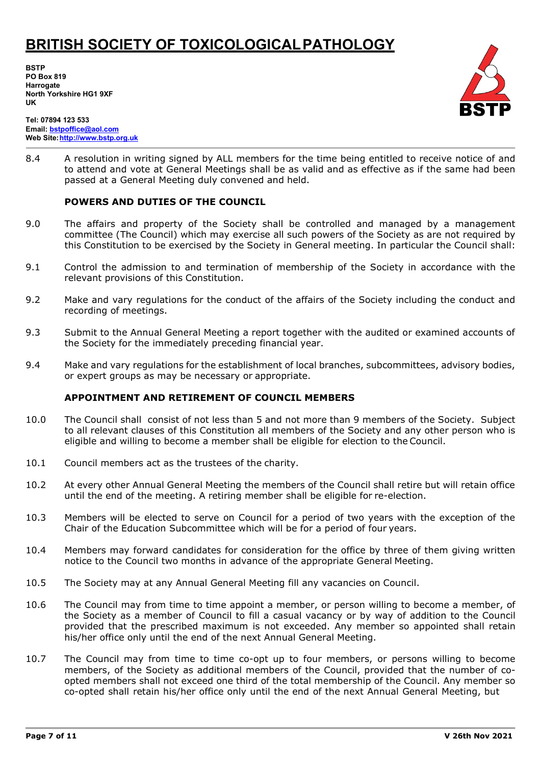8.4 A resolution in writing signed by ALL members for the time being entitled to receive notice of and to attend and vote at General Meetings shall be as valid and as effective as if the same had been passed at a General Meeting duly convened and held.

**POWERS AND DUTIES OF THE COUNCIL**

9.0 The affairs and property of the Society shall be controlled and managed by a management committee (The Council) which may exercise all such powers of the Society as are not required by this Constitution to be exercised by the Society in General meeting. In particular the Council shall:

9.1 Control the admission to and termination of membership of the Society in accordance with the relevant provisions of this Constitution.

9.2 Make and vary regulations for the conduct of the affairs of the Society including the conduct and recording of meetings.

9.3 Submit to the Annual General Meeting a report together with the audited or examined accounts of the Society for the immediately preceding financial year.

9.4 Make and vary regulations for the establishment of local branches, subcommittees, advisory bodies, or expert groups as may be necessary or appropriate.

**APPOINTMENT AND RETIREMENT OF COUNCIL MEMBERS**

10.0 The Council shall consist of not less than 5 and not more than 9 members of the Society. Subject to all relevant clauses of this Constitution all members of the Society and any other person who is eligible and willing to become a member shall be eligible for election to the Council.

10.1 Council members act as the trustees of the charity.

10.2 At every other Annual General Meeting the members of the Council shall retire but will retain office until the end of the meeting. A retiring member shall be eligible for re-election.

10.3 Members will be elected to serve on Council for a period of two years with the exception of the Chair of the Education Subcommittee which will be for a period of four years.

10.4 Members may forward candidates for consideration for the office by three of them giving written notice to the Council two months in advance of the appropriate General Meeting.

10.5 The Society may at any Annual General Meeting fill any vacancies on Council.

10.6 The Council may from time to time appoint a member, or person willing to become a member, of the Society as a member of Council to fill a casual vacancy or by way of addition to the Council provided that the prescribed maximum is not exceeded. Any member so appointed shall retain his/her office only until the end of the next Annual General Meeting.

10.7 The Council may from time to time co-opt up to four members, or persons willing to become members, of the Society as additional members of the Council, provided that the number of co-opted members shall not exceed one third of the total membership of the Council. Any member so co-opted shall retain his/her office only until the end of the next Annual General Meeting, but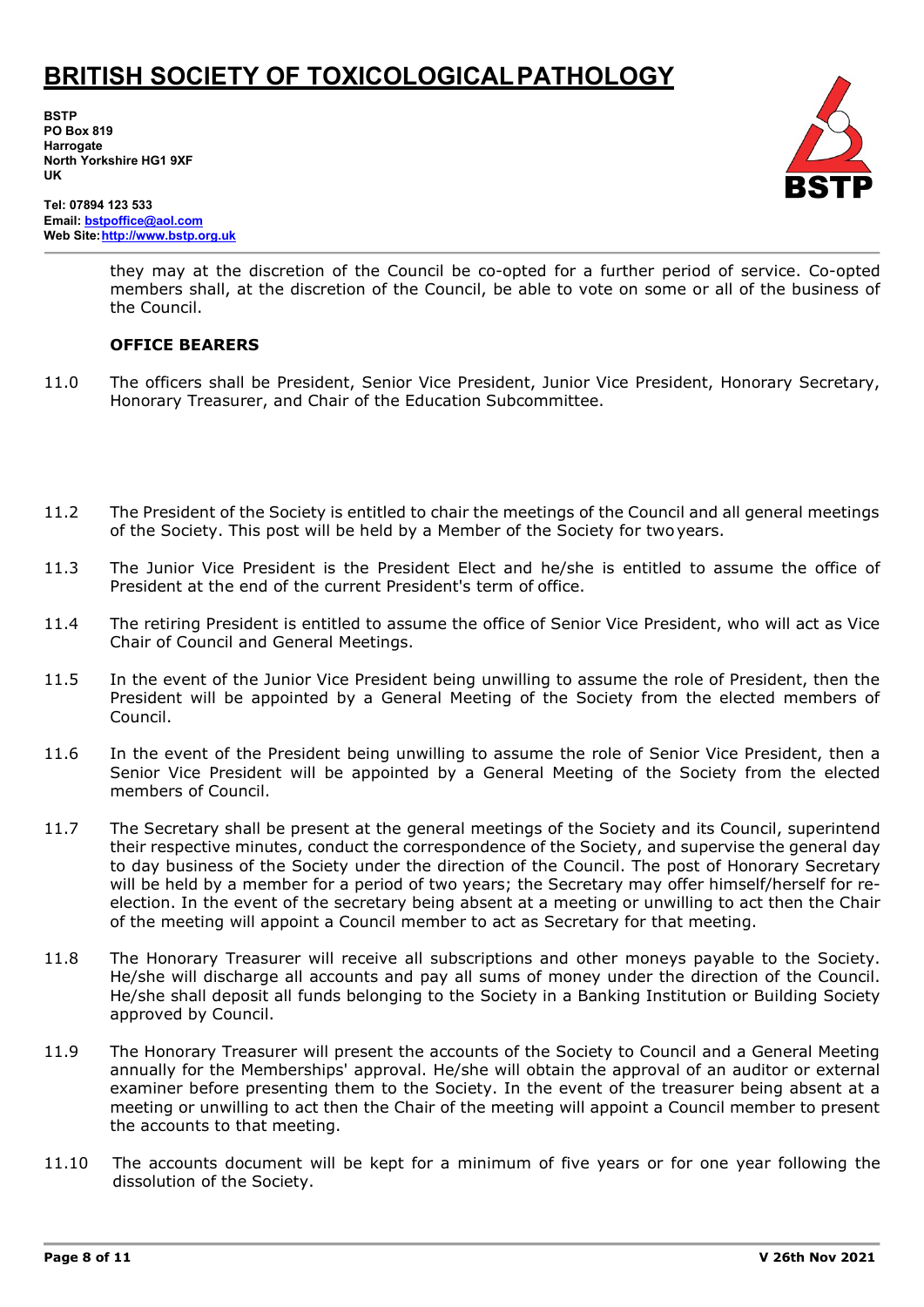they may at the discretion of the Council be co-opted for a further period of service. Co-opted members shall, at the discretion of the Council, be able to vote on some or all of the business of the Council.

**OFFICE BEARERS**

11.0 The officers shall be President, Senior Vice President, Junior Vice President, Honorary Secretary, Honorary Treasurer, and Chair of the Education Subcommittee.

11.2 The President of the Society is entitled to chair the meetings of the Council and all general meetings of the Society. This post will be held by a Member of the Society for two years.

11.3 The Junior Vice President is the President Elect and he/she is entitled to assume the office of President at the end of the current President's term of office.

11.4 The retiring President is entitled to assume the office of Senior Vice President, who will act as Vice Chair of Council and General Meetings.

11.5 In the event of the Junior Vice President being unwilling to assume the role of President, then the President will be appointed by a General Meeting of the Society from the elected members of Council.

11.6 In the event of the President being unwilling to assume the role of Senior Vice President, then a Senior Vice President will be appointed by a General Meeting of the Society from the elected members of Council.

11.7 The Secretary shall be present at the general meetings of the Society and its Council, superintend their respective minutes, conduct the correspondence of the Society, and supervise the general day to day business of the Society under the direction of the Council. The post of Honorary Secretary will be held by a member for a period of two years; the Secretary may offer himself/herself for re-election. In the event of the secretary being absent at a meeting or unwilling to act then the Chair of the meeting will appoint a Council member to act as Secretary for that meeting.

11.8 The Honorary Treasurer will receive all subscriptions and other moneys payable to the Society. He/she will discharge all accounts and pay all sums of money under the direction of the Council. He/she shall deposit all funds belonging to the Society in a Banking Institution or Building Society approved by Council.

11.9 The Honorary Treasurer will present the accounts of the Society to Council and a General Meeting annually for the Memberships' approval. He/she will obtain the approval of an auditor or external examiner before presenting them to the Society. In the event of the treasurer being absent at a meeting or unwilling to act then the Chair of the meeting will appoint a Council member to present the accounts to that meeting.

11.10 The accounts document will be kept for a minimum of five years or for one year following the dissolution of the Society.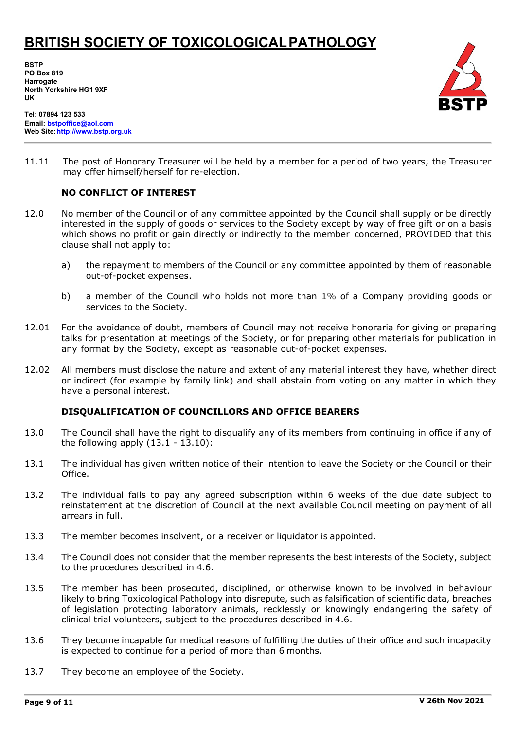11.11 The post of Honorary Treasurer will be held by a member for a period of two years; the Treasurer may offer himself/herself for re-election.

## NO CONFLICT OF INTEREST

12.0 No member of the Council or of any committee appointed by the Council shall supply or be directly interested in the supply of goods or services to the Society except by way of free gift or on a basis which shows no profit or gain directly or indirectly to the member concerned, PROVIDED that this clause shall not apply to:

a) the repayment to members of the Council or any committee appointed by them of reasonable out-of-pocket expenses.

b) a member of the Council who holds not more than 1% of a Company providing goods or services to the Society.

12.01 For the avoidance of doubt, members of Council may not receive honoraria for giving or preparing talks for presentation at meetings of the Society, or for preparing other materials for publication in any format by the Society, except as reasonable out-of-pocket expenses.

12.02 All members must disclose the nature and extent of any material interest they have, whether direct or indirect (for example by family link) and shall abstain from voting on any matter in which they have a personal interest.

## DISQUALIFICATION OF COUNCILLORS AND OFFICE BEARERS

13.0 The Council shall have the right to disqualify any of its members from continuing in office if any of the following apply (13.1 - 13.10):

13.1 The individual has given written notice of their intention to leave the Society or the Council or their Office.

13.2 The individual fails to pay any agreed subscription within 6 weeks of the due date subject to reinstatement at the discretion of Council at the next available Council meeting on payment of all arrears in full.

13.3 The member becomes insolvent, or a receiver or liquidator is appointed.

13.4 The Council does not consider that the member represents the best interests of the Society, subject to the procedures described in 4.6.

13.5 The member has been prosecuted, disciplined, or otherwise known to be involved in behaviour likely to bring Toxicological Pathology into disrepute, such as falsification of scientific data, breaches of legislation protecting laboratory animals, recklessly or knowingly endangering the safety of clinical trial volunteers, subject to the procedures described in 4.6.

13.6 They become incapable for medical reasons of fulfilling the duties of their office and such incapacity is expected to continue for a period of more than 6 months.

13.7 They become an employee of the Society.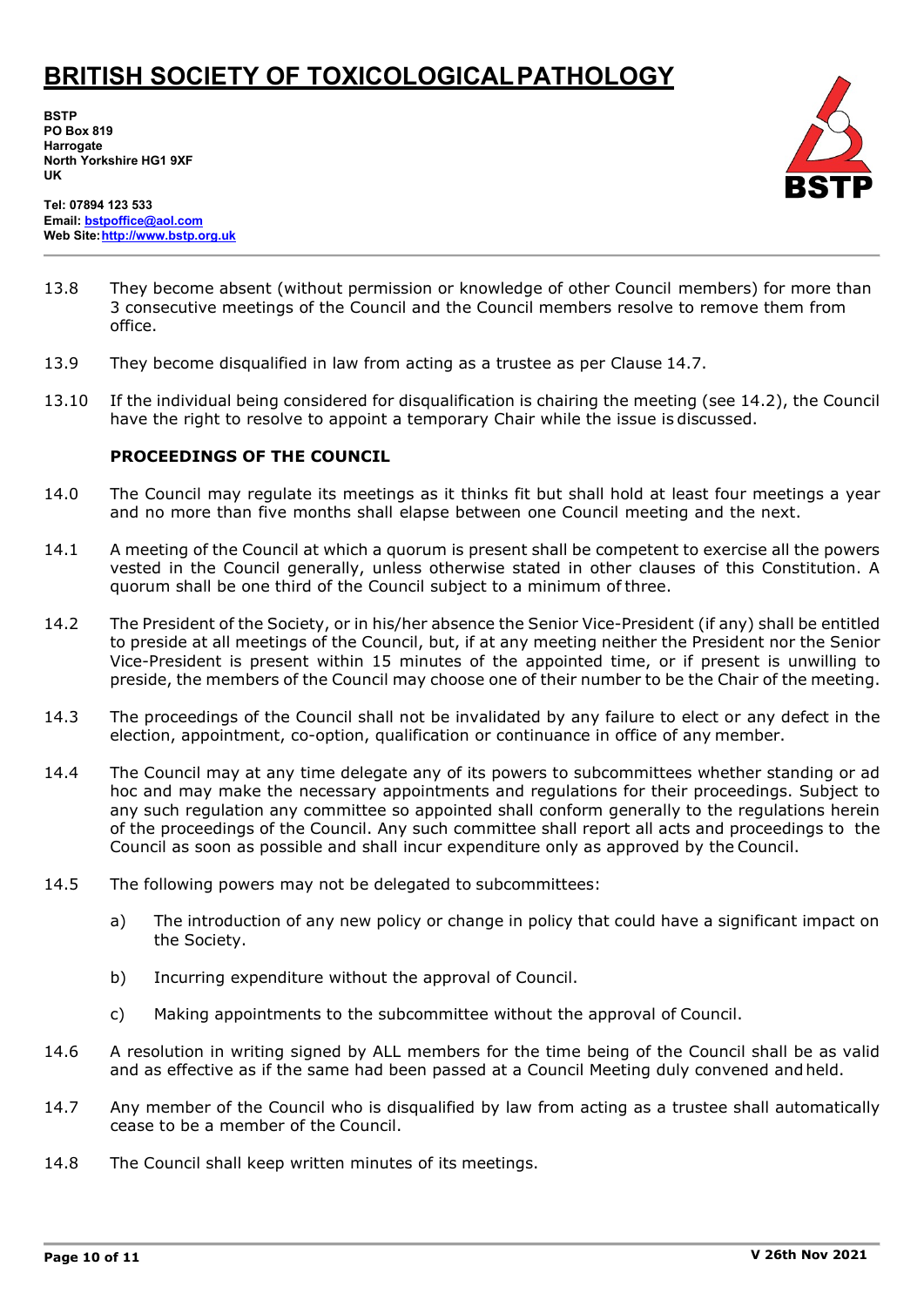13.8 They become absent (without permission or knowledge of other Council members) for more than 3 consecutive meetings of the Council and the Council members resolve to remove them from office.

13.9 They become disqualified in law from acting as a trustee as per Clause 14.7.

13.10 If the individual being considered for disqualification is chairing the meeting (see 14.2), the Council have the right to resolve to appoint a temporary Chair while the issue is discussed.

**PROCEEDINGS OF THE COUNCIL**

14.0 The Council may regulate its meetings as it thinks fit but shall hold at least four meetings a year and no more than five months shall elapse between one Council meeting and the next.

14.1 A meeting of the Council at which a quorum is present shall be competent to exercise all the powers vested in the Council generally, unless otherwise stated in other clauses of this Constitution. A quorum shall be one third of the Council subject to a minimum of three.

14.2 The President of the Society, or in his/her absence the Senior Vice-President (if any) shall be entitled to preside at all meetings of the Council, but, if at any meeting neither the President nor the Senior Vice-President is present within 15 minutes of the appointed time, or if present is unwilling to preside, the members of the Council may choose one of their number to be the Chair of the meeting.

14.3 The proceedings of the Council shall not be invalidated by any failure to elect or any defect in the election, appointment, co-option, qualification or continuance in office of any member.

14.4 The Council may at any time delegate any of its powers to subcommittees whether standing or ad hoc and may make the necessary appointments and regulations for their proceedings. Subject to any such regulation any committee so appointed shall conform generally to the regulations herein of the proceedings of the Council. Any such committee shall report all acts and proceedings to the Council as soon as possible and shall incur expenditure only as approved by the Council.

14.5 The following powers may not be delegated to subcommittees:

a) The introduction of any new policy or change in policy that could have a significant impact on the Society.

b) Incurring expenditure without the approval of Council.

c) Making appointments to the subcommittee without the approval of Council.

14.6 A resolution in writing signed by ALL members for the time being of the Council shall be as valid and as effective as if the same had been passed at a Council Meeting duly convened and held.

14.7 Any member of the Council who is disqualified by law from acting as a trustee shall automatically cease to be a member of the Council.

14.8 The Council shall keep written minutes of its meetings.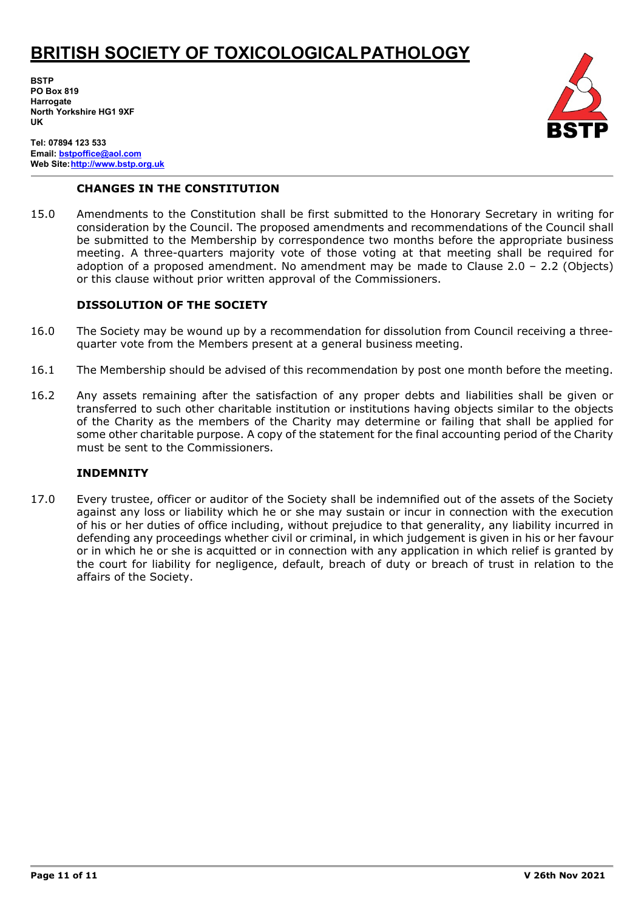### CHANGES IN THE CONSTITUTION

15.0 Amendments to the Constitution shall be first submitted to the Honorary Secretary in writing for consideration by the Council. The proposed amendments and recommendations of the Council shall be submitted to the Membership by correspondence two months before the appropriate business meeting. A three-quarters majority vote of those voting at that meeting shall be required for adoption of a proposed amendment. No amendment may be made to Clause 2.0 – 2.2 (Objects) or this clause without prior written approval of the Commissioners.

### DISSOLUTION OF THE SOCIETY

16.0 The Society may be wound up by a recommendation for dissolution from Council receiving a three-quarter vote from the Members present at a general business meeting.

16.1 The Membership should be advised of this recommendation by post one month before the meeting.

16.2 Any assets remaining after the satisfaction of any proper debts and liabilities shall be given or transferred to such other charitable institution or institutions having objects similar to the objects of the Charity as the members of the Charity may determine or failing that shall be applied for some other charitable purpose. A copy of the statement for the final accounting period of the Charity must be sent to the Commissioners.

### INDEMNITY

17.0 Every trustee, officer or auditor of the Society shall be indemnified out of the assets of the Society against any loss or liability which he or she may sustain or incur in connection with the execution of his or her duties of office including, without prejudice to that generality, any liability incurred in defending any proceedings whether civil or criminal, in which judgement is given in his or her favour or in which he or she is acquitted or in connection with any application in which relief is granted by the court for liability for negligence, default, breach of duty or breach of trust in relation to the affairs of the Society.